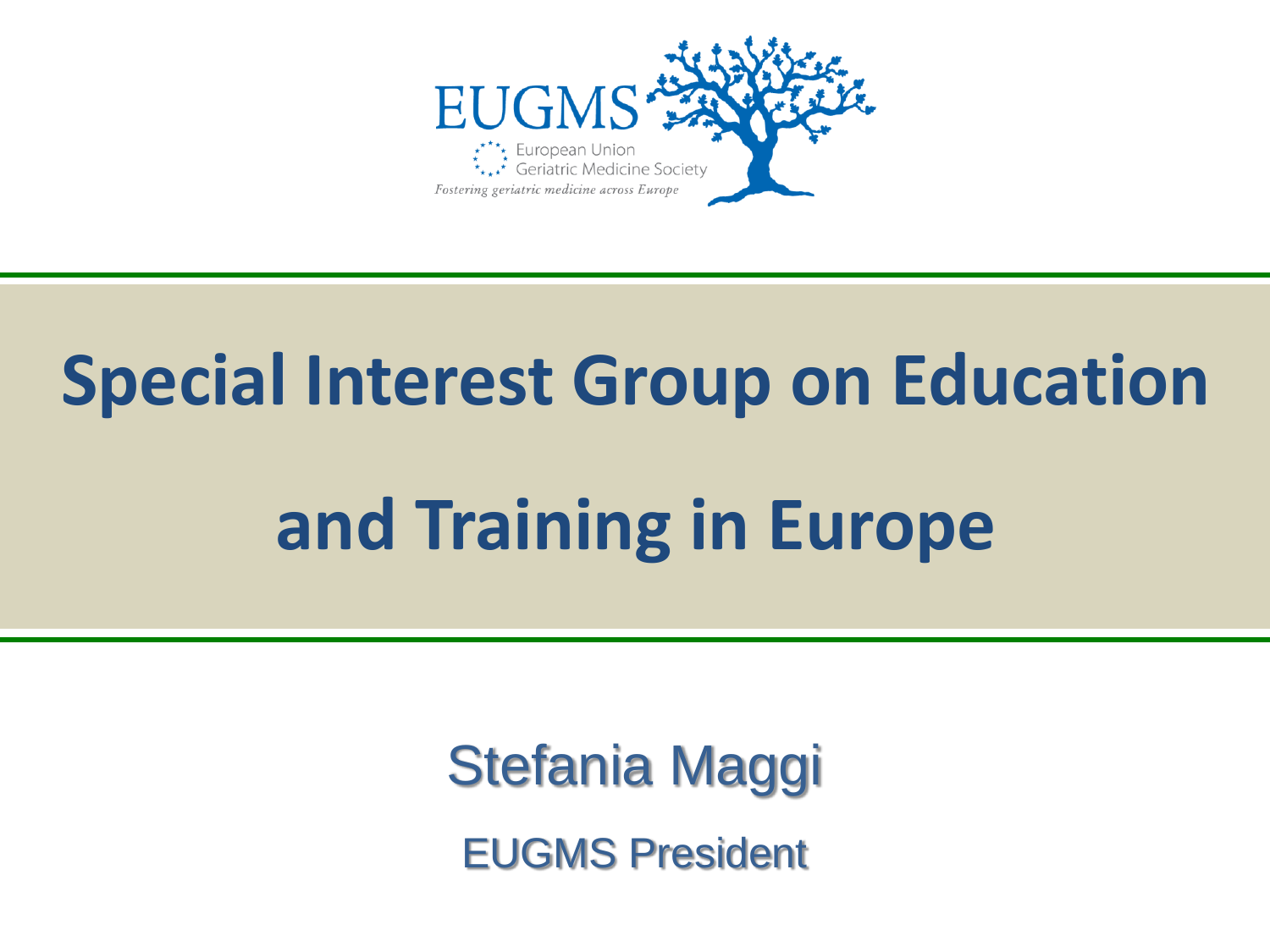EUGMS

European Union Geriatric Medicine Society

*Fostering geriatric medicine across Europe*

# Special Interest Group on Education and Training in Europe

Stefania Maggi

EUGMS President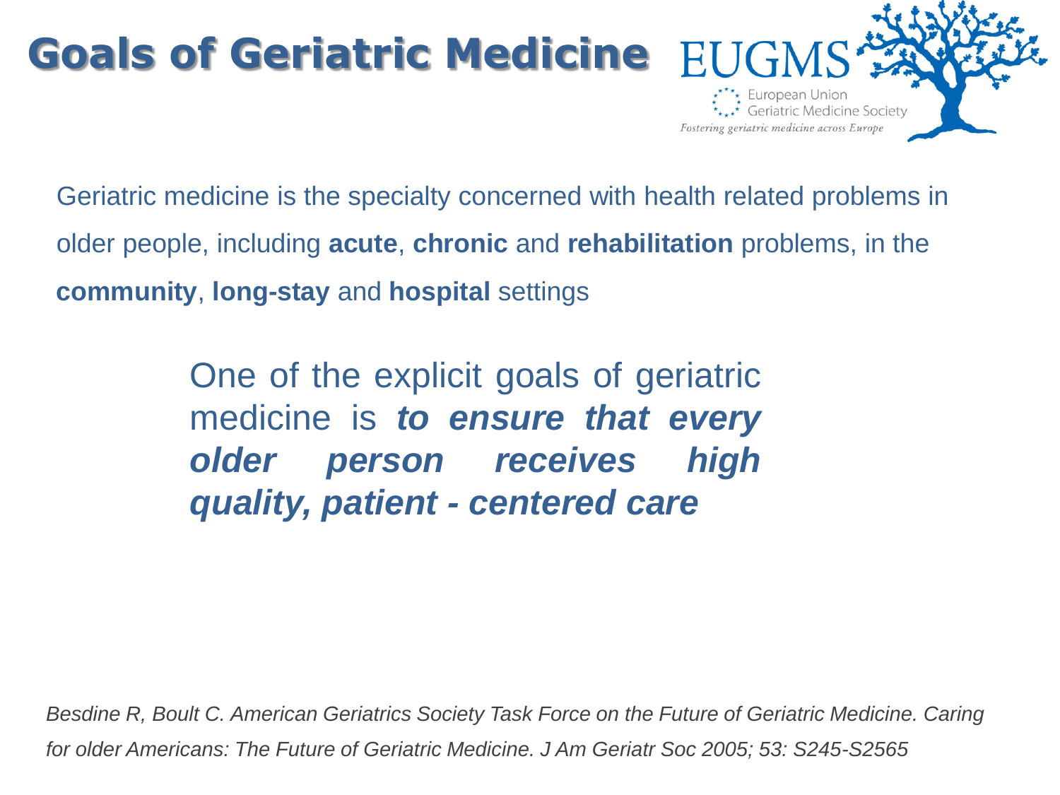# Goals of Geriatric Medicine

EUGMS
European Union
Geriatric Medicine Society
*Fostering geriatric medicine across Europe*

Geriatric medicine is the specialty concerned with health related problems in older people, including **acute**, **chronic** and **rehabilitation** problems, in the **community**, **long-stay** and **hospital** settings

One of the explicit goals of geriatric medicine is ***to ensure that every older person receives high quality, patient - centered care***

*Besdine R, Boult C. American Geriatrics Society Task Force on the Future of Geriatric Medicine. Caring for older Americans: The Future of Geriatric Medicine. J Am Geriatr Soc 2005; 53: S245-S2565*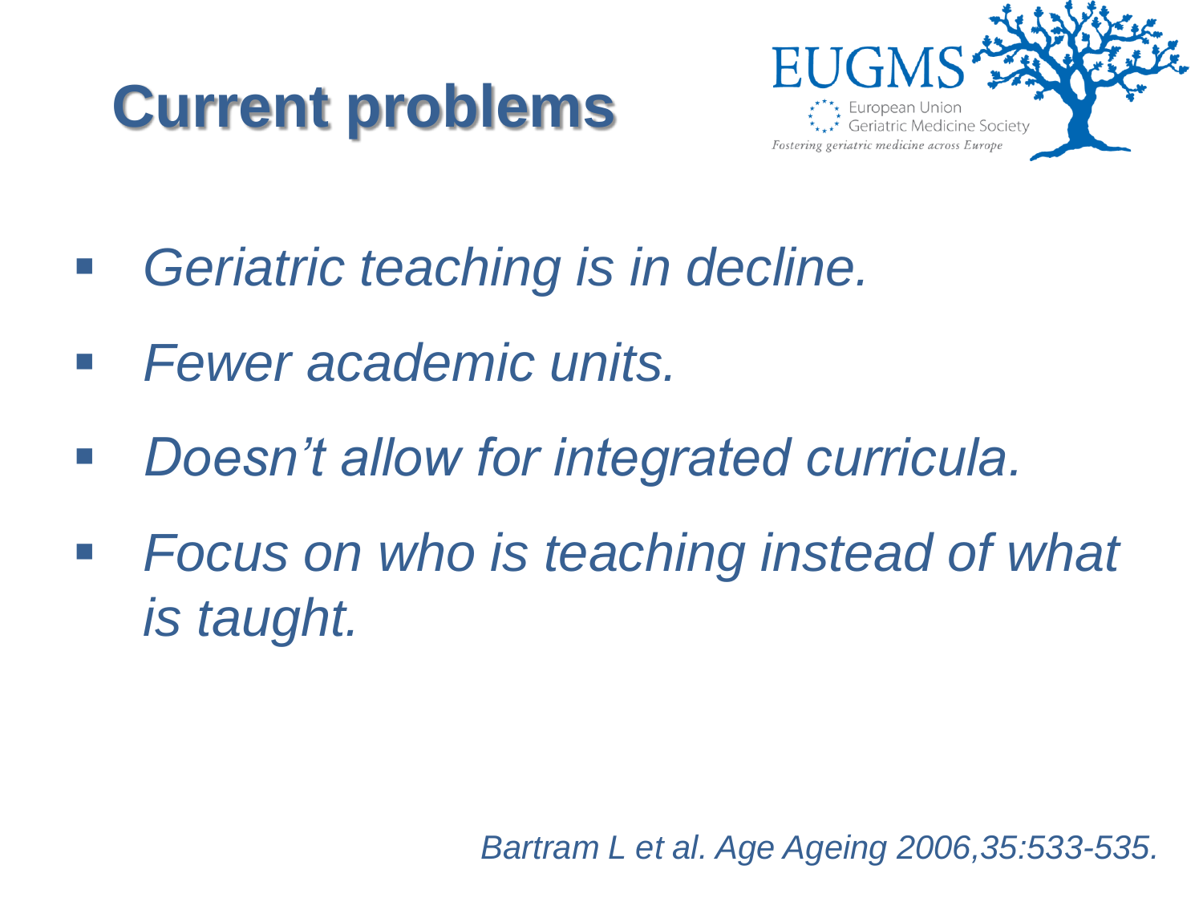# Current problems

EUGMS
European Union Geriatric Medicine Society
*Fostering geriatric medicine across Europe*

- *Geriatric teaching is in decline.*
- *Fewer academic units.*
- *Doesn't allow for integrated curricula.*
- *Focus on who is teaching instead of what is taught.*

*Bartram L et al. Age Ageing 2006,35:533-535.*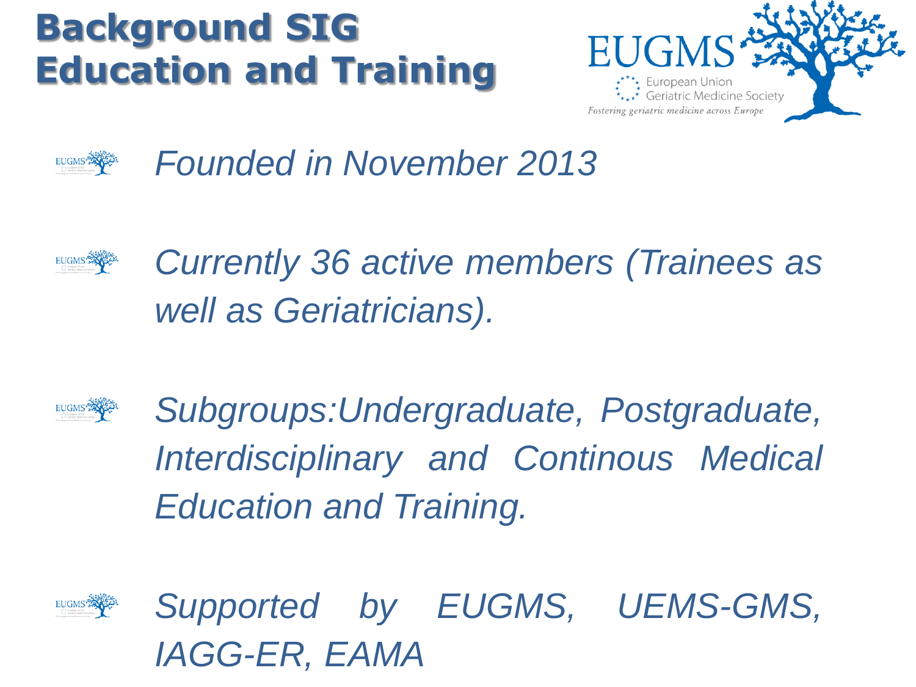# Background SIG Education and Training

EUGMS
European Union
Geriatric Medicine Society
*Fostering geriatric medicine across Europe*

- *Founded in November 2013*
- *Currently 36 active members (Trainees as well as Geriatricians).*
- *Subgroups:Undergraduate, Postgraduate, Interdisciplinary and Continous Medical Education and Training.*
- *Supported by EUGMS, UEMS-GMS, IAGG-ER, EAMA*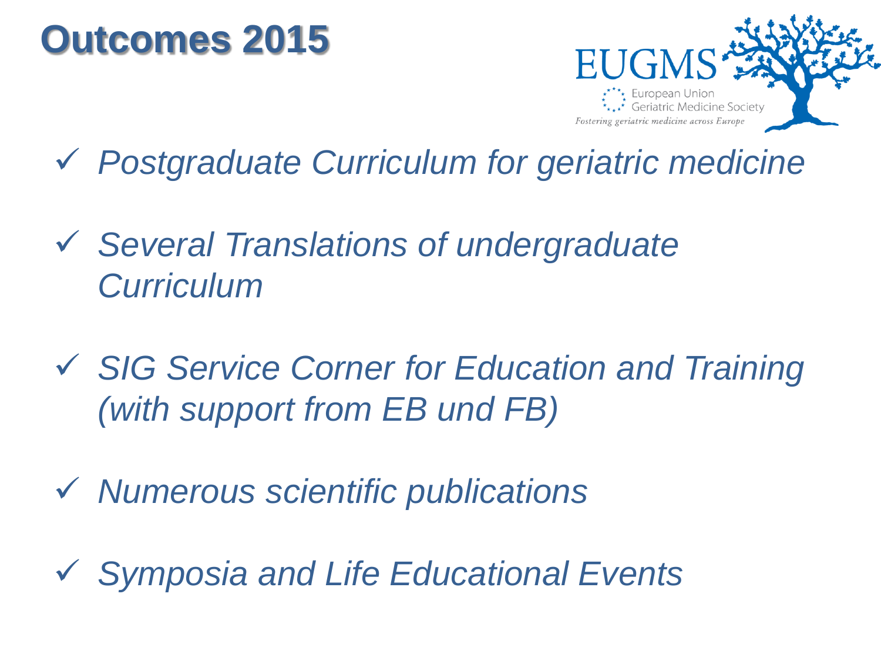# Outcomes 2015

EUGMS
European Union
Geriatric Medicine Society
*Fostering geriatric medicine across Europe*

- ✓ *Postgraduate Curriculum for geriatric medicine*
- ✓ *Several Translations of undergraduate Curriculum*
- ✓ *SIG Service Corner for Education and Training (with support from EB und FB)*
- ✓ *Numerous scientific publications*
- ✓ *Symposia and Life Educational Events*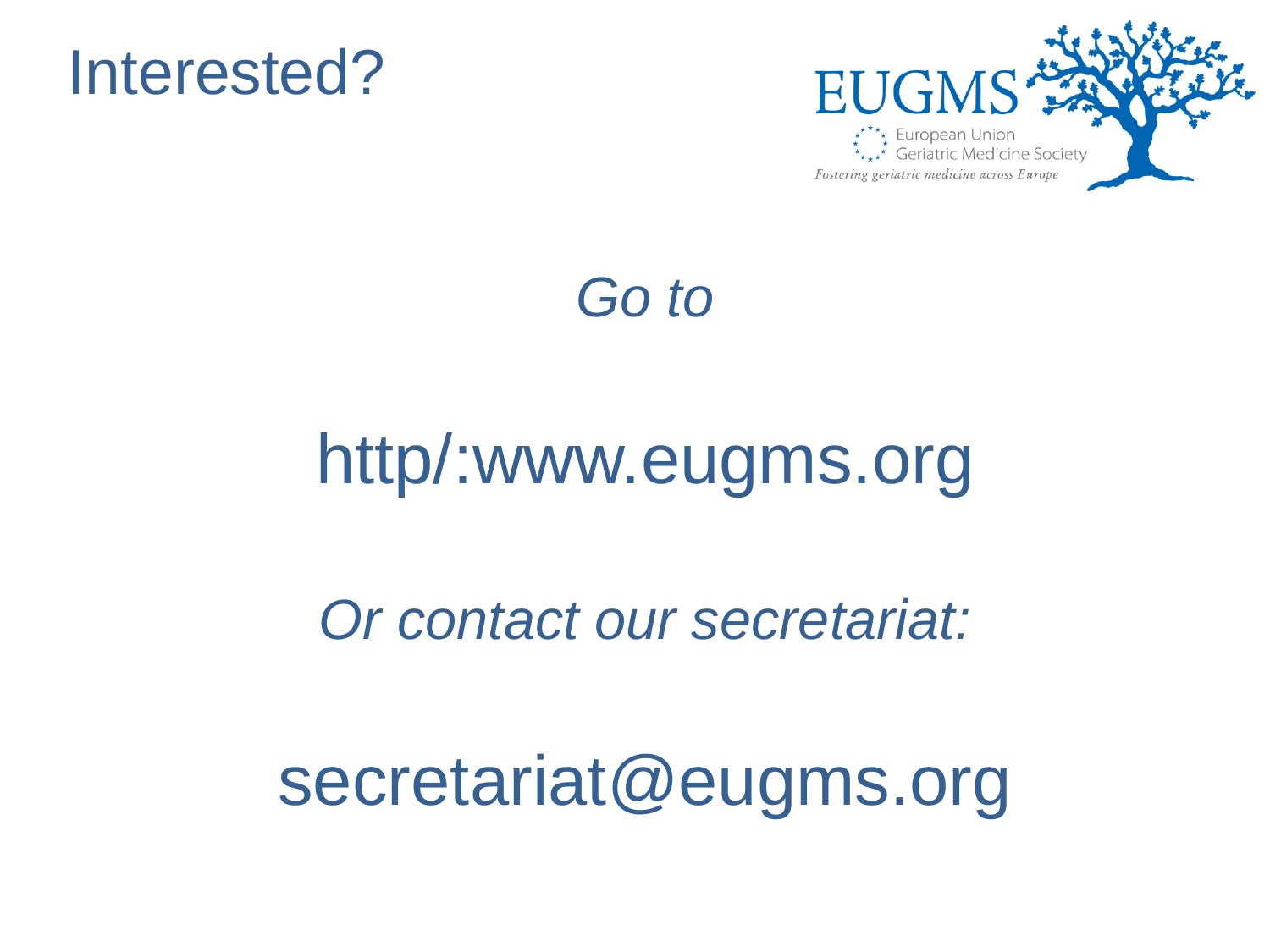# Interested?

EUGMS

European Union Geriatric Medicine Society

*Fostering geriatric medicine across Europe*

*Go to*

http/:www.eugms.org

*Or contact our secretariat:*

secretariat@eugms.org